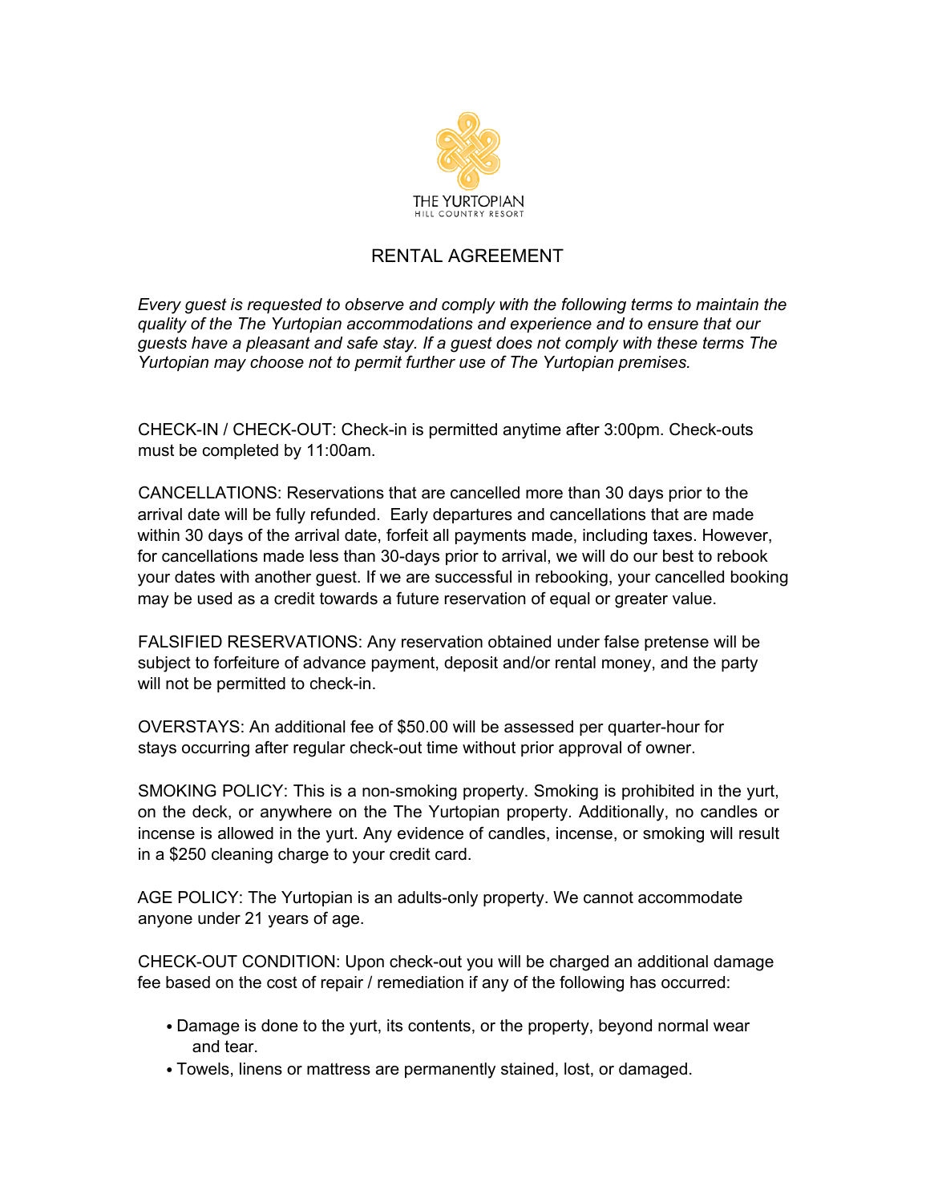THE YURTOPIAN

HILL COUNTRY RESORT

# RENTAL AGREEMENT

*Every guest is requested to observe and comply with the following terms to maintain the quality of the The Yurtopian accommodations and experience and to ensure that our guests have a pleasant and safe stay. If a guest does not comply with these terms The Yurtopian may choose not to permit further use of The Yurtopian premises.*

CHECK-IN / CHECK-OUT: Check-in is permitted anytime after 3:00pm. Check-outs must be completed by 11:00am.

CANCELLATIONS: Reservations that are cancelled more than 30 days prior to the arrival date will be fully refunded. Early departures and cancellations that are made within 30 days of the arrival date, forfeit all payments made, including taxes. However, for cancellations made less than 30-days prior to arrival, we will do our best to rebook your dates with another guest. If we are successful in rebooking, your cancelled booking may be used as a credit towards a future reservation of equal or greater value.

FALSIFIED RESERVATIONS: Any reservation obtained under false pretense will be subject to forfeiture of advance payment, deposit and/or rental money, and the party will not be permitted to check-in.

OVERSTAYS: An additional fee of $50.00 will be assessed per quarter-hour for stays occurring after regular check-out time without prior approval of owner.

SMOKING POLICY: This is a non-smoking property. Smoking is prohibited in the yurt, on the deck, or anywhere on the The Yurtopian property. Additionally, no candles or incense is allowed in the yurt. Any evidence of candles, incense, or smoking will result in a $250 cleaning charge to your credit card.

AGE POLICY: The Yurtopian is an adults-only property. We cannot accommodate anyone under 21 years of age.

CHECK-OUT CONDITION: Upon check-out you will be charged an additional damage fee based on the cost of repair / remediation if any of the following has occurred:

- Damage is done to the yurt, its contents, or the property, beyond normal wear and tear.
- Towels, linens or mattress are permanently stained, lost, or damaged.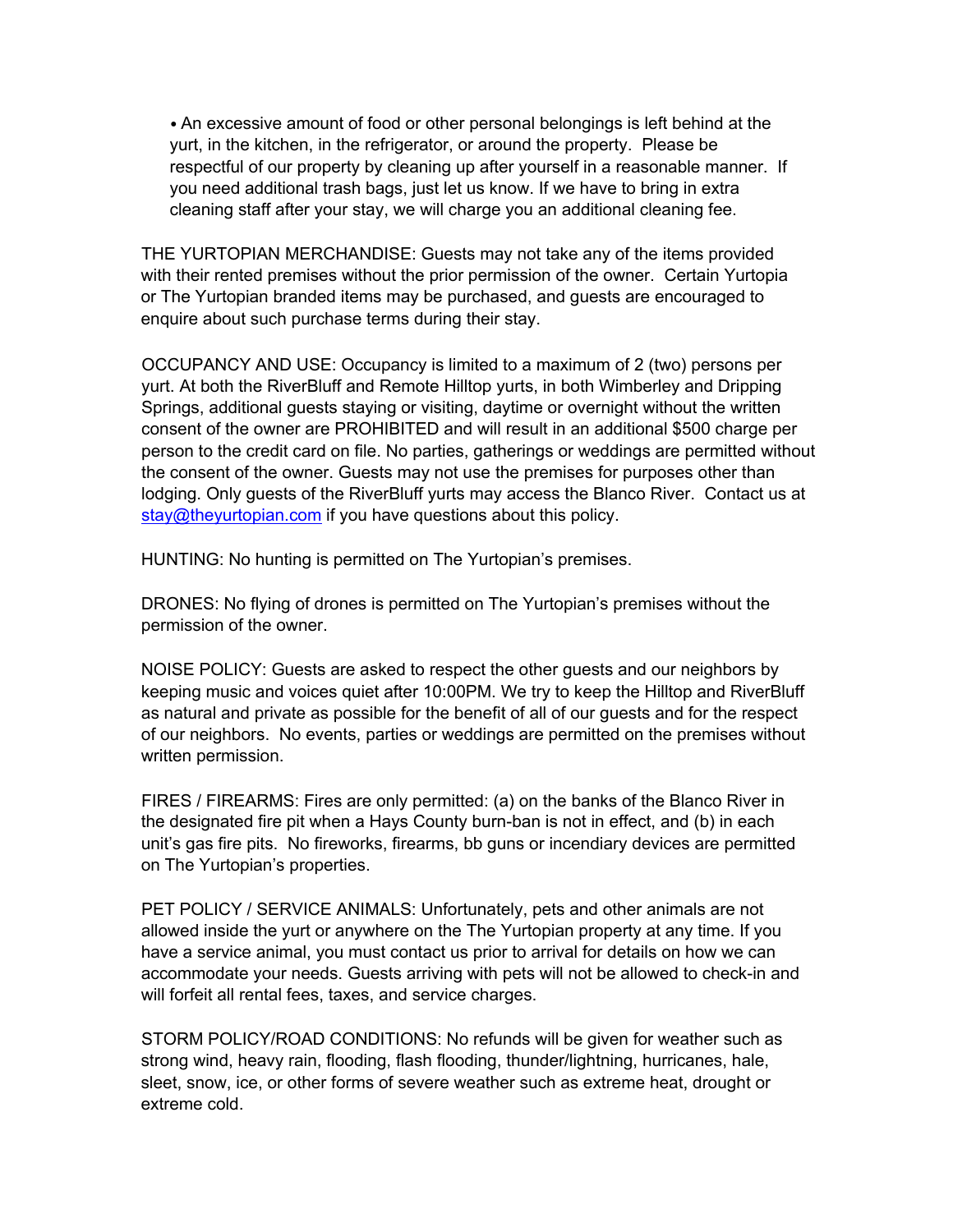- An excessive amount of food or other personal belongings is left behind at the yurt, in the kitchen, in the refrigerator, or around the property. Please be respectful of our property by cleaning up after yourself in a reasonable manner. If you need additional trash bags, just let us know. If we have to bring in extra cleaning staff after your stay, we will charge you an additional cleaning fee.

THE YURTOPIAN MERCHANDISE: Guests may not take any of the items provided with their rented premises without the prior permission of the owner. Certain Yurtopia or The Yurtopian branded items may be purchased, and guests are encouraged to enquire about such purchase terms during their stay.

OCCUPANCY AND USE: Occupancy is limited to a maximum of 2 (two) persons per yurt. At both the RiverBluff and Remote Hilltop yurts, in both Wimberley and Dripping Springs, additional guests staying or visiting, daytime or overnight without the written consent of the owner are PROHIBITED and will result in an additional $500 charge per person to the credit card on file. No parties, gatherings or weddings are permitted without the consent of the owner. Guests may not use the premises for purposes other than lodging. Only guests of the RiverBluff yurts may access the Blanco River. Contact us at stay@theyurtopian.com if you have questions about this policy.

HUNTING: No hunting is permitted on The Yurtopian's premises.

DRONES: No flying of drones is permitted on The Yurtopian's premises without the permission of the owner.

NOISE POLICY: Guests are asked to respect the other guests and our neighbors by keeping music and voices quiet after 10:00PM. We try to keep the Hilltop and RiverBluff as natural and private as possible for the benefit of all of our guests and for the respect of our neighbors. No events, parties or weddings are permitted on the premises without written permission.

FIRES / FIREARMS: Fires are only permitted: (a) on the banks of the Blanco River in the designated fire pit when a Hays County burn-ban is not in effect, and (b) in each unit's gas fire pits. No fireworks, firearms, bb guns or incendiary devices are permitted on The Yurtopian's properties.

PET POLICY / SERVICE ANIMALS: Unfortunately, pets and other animals are not allowed inside the yurt or anywhere on the The Yurtopian property at any time. If you have a service animal, you must contact us prior to arrival for details on how we can accommodate your needs. Guests arriving with pets will not be allowed to check-in and will forfeit all rental fees, taxes, and service charges.

STORM POLICY/ROAD CONDITIONS: No refunds will be given for weather such as strong wind, heavy rain, flooding, flash flooding, thunder/lightning, hurricanes, hale, sleet, snow, ice, or other forms of severe weather such as extreme heat, drought or extreme cold.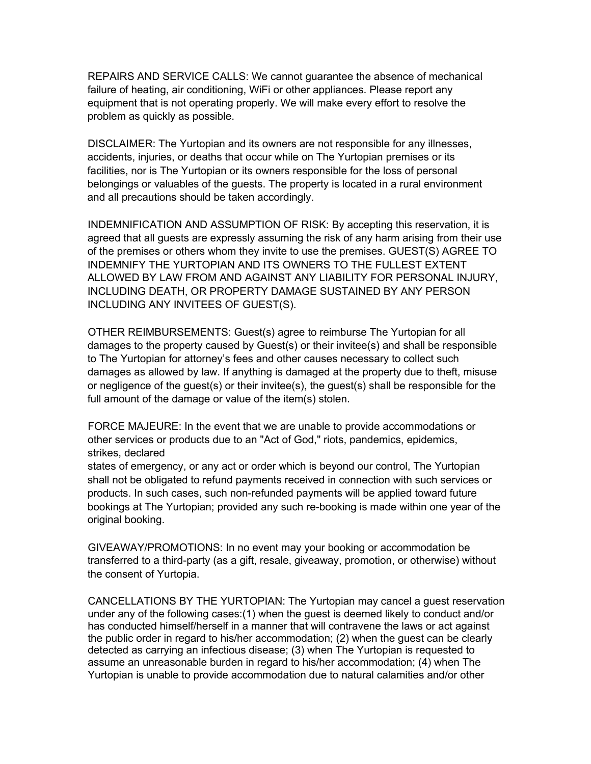REPAIRS AND SERVICE CALLS: We cannot guarantee the absence of mechanical failure of heating, air conditioning, WiFi or other appliances. Please report any equipment that is not operating properly. We will make every effort to resolve the problem as quickly as possible.

DISCLAIMER: The Yurtopian and its owners are not responsible for any illnesses, accidents, injuries, or deaths that occur while on The Yurtopian premises or its facilities, nor is The Yurtopian or its owners responsible for the loss of personal belongings or valuables of the guests. The property is located in a rural environment and all precautions should be taken accordingly.

INDEMNIFICATION AND ASSUMPTION OF RISK: By accepting this reservation, it is agreed that all guests are expressly assuming the risk of any harm arising from their use of the premises or others whom they invite to use the premises. GUEST(S) AGREE TO INDEMNIFY THE YURTOPIAN AND ITS OWNERS TO THE FULLEST EXTENT ALLOWED BY LAW FROM AND AGAINST ANY LIABILITY FOR PERSONAL INJURY, INCLUDING DEATH, OR PROPERTY DAMAGE SUSTAINED BY ANY PERSON INCLUDING ANY INVITEES OF GUEST(S).

OTHER REIMBURSEMENTS: Guest(s) agree to reimburse The Yurtopian for all damages to the property caused by Guest(s) or their invitee(s) and shall be responsible to The Yurtopian for attorney's fees and other causes necessary to collect such damages as allowed by law. If anything is damaged at the property due to theft, misuse or negligence of the guest(s) or their invitee(s), the guest(s) shall be responsible for the full amount of the damage or value of the item(s) stolen.

FORCE MAJEURE: In the event that we are unable to provide accommodations or other services or products due to an "Act of God," riots, pandemics, epidemics, strikes, declared states of emergency, or any act or order which is beyond our control, The Yurtopian shall not be obligated to refund payments received in connection with such services or products. In such cases, such non-refunded payments will be applied toward future bookings at The Yurtopian; provided any such re-booking is made within one year of the original booking.

GIVEAWAY/PROMOTIONS: In no event may your booking or accommodation be transferred to a third-party (as a gift, resale, giveaway, promotion, or otherwise) without the consent of Yurtopia.

CANCELLATIONS BY THE YURTOPIAN: The Yurtopian may cancel a guest reservation under any of the following cases:(1) when the guest is deemed likely to conduct and/or has conducted himself/herself in a manner that will contravene the laws or act against the public order in regard to his/her accommodation; (2) when the guest can be clearly detected as carrying an infectious disease; (3) when The Yurtopian is requested to assume an unreasonable burden in regard to his/her accommodation; (4) when The Yurtopian is unable to provide accommodation due to natural calamities and/or other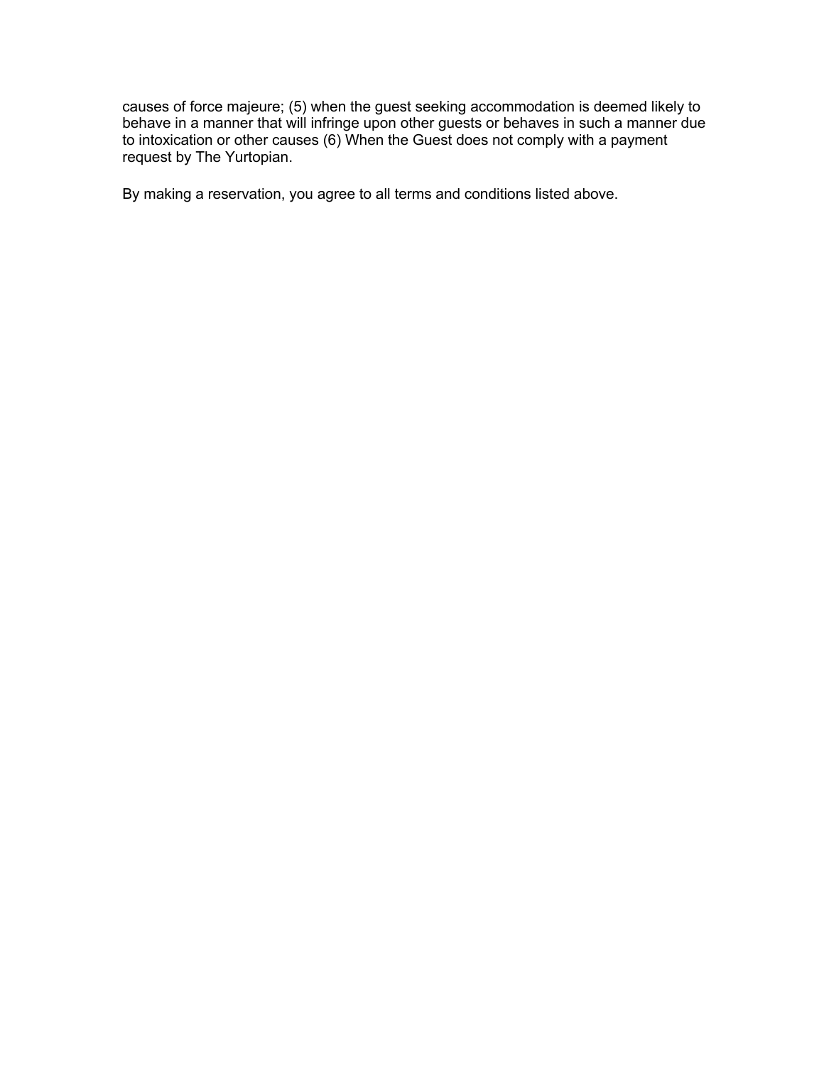causes of force majeure; (5) when the guest seeking accommodation is deemed likely to behave in a manner that will infringe upon other guests or behaves in such a manner due to intoxication or other causes (6) When the Guest does not comply with a payment request by The Yurtopian.

By making a reservation, you agree to all terms and conditions listed above.